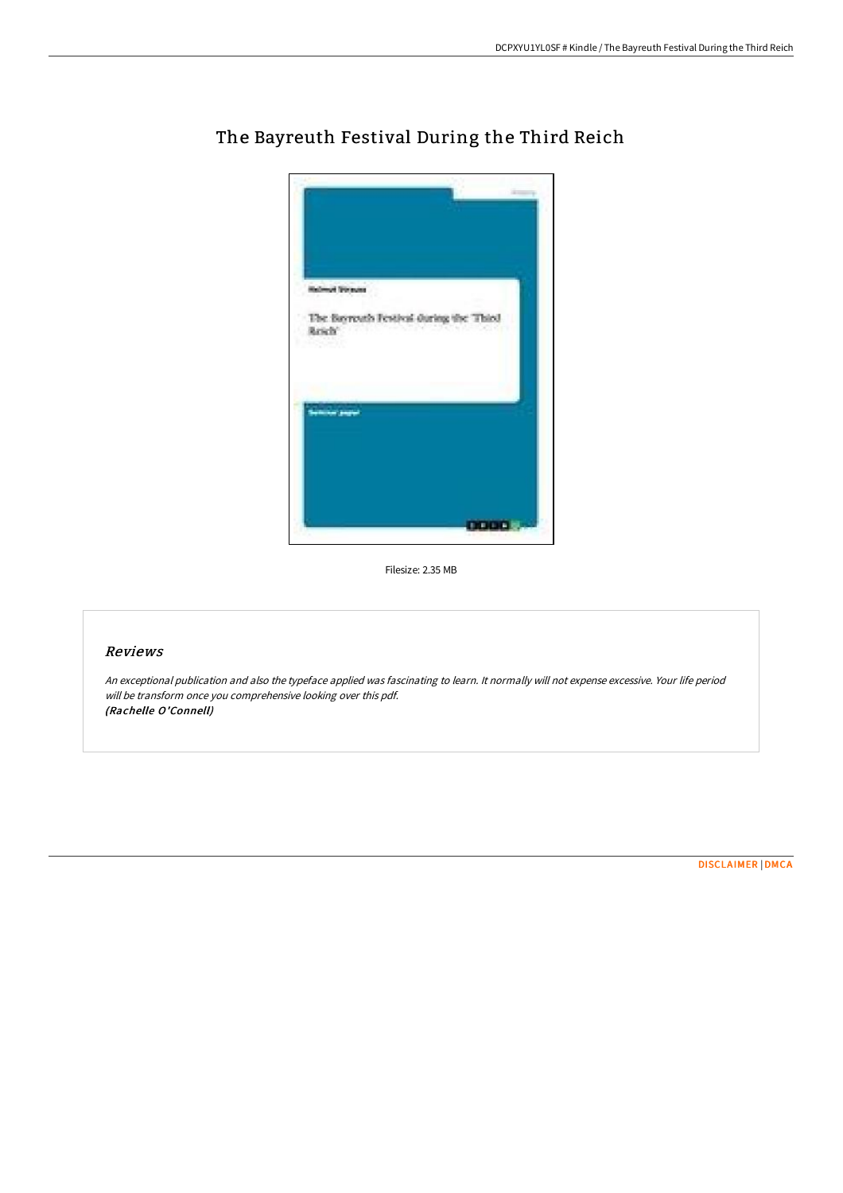# The Bayreuth Festival During the Third Reich

Filesize: 2.35 MB

## Reviews

*An exceptional publication and also the typeface applied was fascinating to learn. It normally will not expense excessive. Your life period will be transform once you comprehensive looking over this pdf.*
***(Rachelle O'Connell)***

DISCLAIMER | DMCA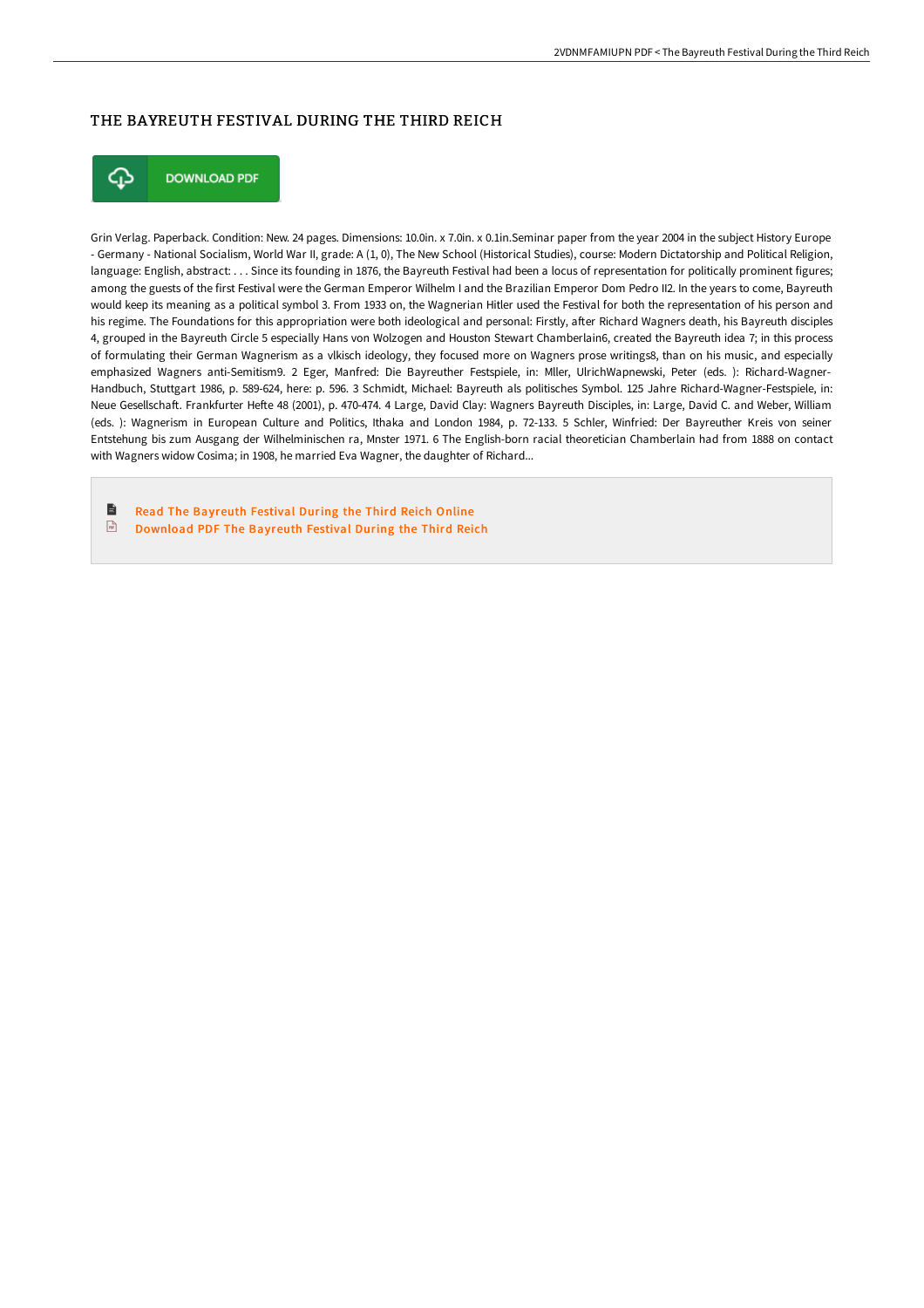# THE BAYREUTH FESTIVAL DURING THE THIRD REICH

DOWNLOAD PDF

Grin Verlag. Paperback. Condition: New. 24 pages. Dimensions: 10.0in. x 7.0in. x 0.1in.Seminar paper from the year 2004 in the subject History Europe - Germany - National Socialism, World War II, grade: A (1, 0), The New School (Historical Studies), course: Modern Dictatorship and Political Religion, language: English, abstract: . . . Since its founding in 1876, the Bayreuth Festival had been a locus of representation for politically prominent figures; among the guests of the first Festival were the German Emperor Wilhelm I and the Brazilian Emperor Dom Pedro II2. In the years to come, Bayreuth would keep its meaning as a political symbol 3. From 1933 on, the Wagnerian Hitler used the Festival for both the representation of his person and his regime. The Foundations for this appropriation were both ideological and personal: Firstly, after Richard Wagners death, his Bayreuth disciples 4, grouped in the Bayreuth Circle 5 especially Hans von Wolzogen and Houston Stewart Chamberlain6, created the Bayreuth idea 7; in this process of formulating their German Wagnerism as a vlkisch ideology, they focused more on Wagners prose writings8, than on his music, and especially emphasized Wagners anti-Semitism9. 2 Eger, Manfred: Die Bayreuther Festspiele, in: Mller, UlrichWapnewski, Peter (eds. ): Richard-Wagner-Handbuch, Stuttgart 1986, p. 589-624, here: p. 596. 3 Schmidt, Michael: Bayreuth als politisches Symbol. 125 Jahre Richard-Wagner-Festspiele, in: Neue Gesellschaft. Frankfurter Hefte 48 (2001), p. 470-474. 4 Large, David Clay: Wagners Bayreuth Disciples, in: Large, David C. and Weber, William (eds. ): Wagnerism in European Culture and Politics, Ithaka and London 1984, p. 72-133. 5 Schler, Winfried: Der Bayreuther Kreis von seiner Entstehung bis zum Ausgang der Wilhelminischen ra, Mnster 1971. 6 The English-born racial theoretician Chamberlain had from 1888 on contact with Wagners widow Cosima; in 1908, he married Eva Wagner, the daughter of Richard...

- Read The Bayreuth Festival During the Third Reich Online
- Download PDF The Bayreuth Festival During the Third Reich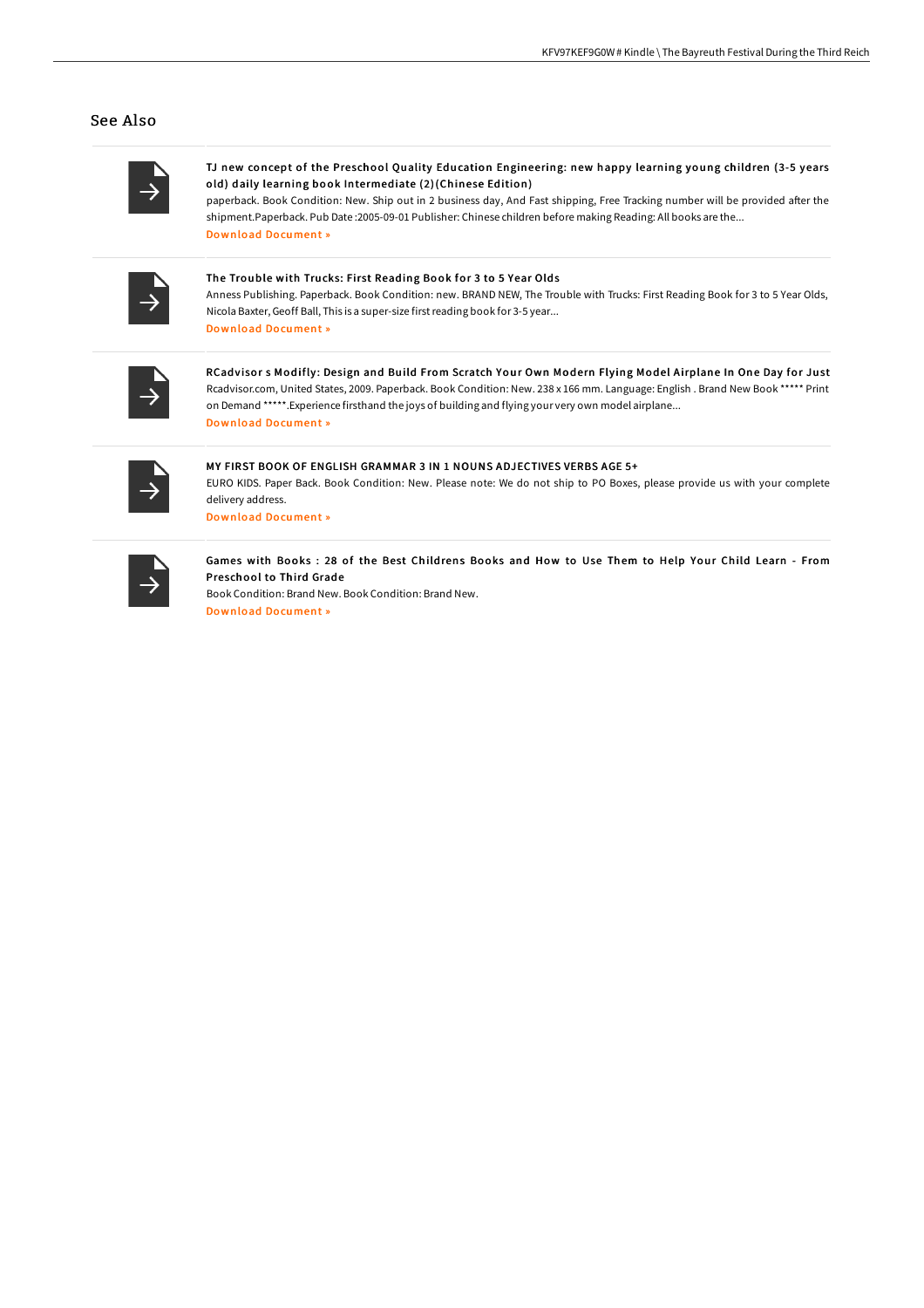## See Also

**TJ new concept of the Preschool Quality Education Engineering: new happy learning young children (3-5 years old) daily learning book Intermediate (2)(Chinese Edition)**

paperback. Book Condition: New. Ship out in 2 business day, And Fast shipping, Free Tracking number will be provided after the shipment.Paperback. Pub Date :2005-09-01 Publisher: Chinese children before making Reading: All books are the...

Download Document »

**The Trouble with Trucks: First Reading Book for 3 to 5 Year Olds**

Anness Publishing. Paperback. Book Condition: new. BRAND NEW, The Trouble with Trucks: First Reading Book for 3 to 5 Year Olds, Nicola Baxter, Geoff Ball, This is a super-size first reading book for 3-5 year...

Download Document »

**RCadvisor s Modifly: Design and Build From Scratch Your Own Modern Flying Model Airplane In One Day for Just**

Rcadvisor.com, United States, 2009. Paperback. Book Condition: New. 238 x 166 mm. Language: English . Brand New Book ***** Print on Demand *****.Experience firsthand the joys of building and flying your very own model airplane...

Download Document »

**MY FIRST BOOK OF ENGLISH GRAMMAR 3 IN 1 NOUNS ADJECTIVES VERBS AGE 5+**

EURO KIDS. Paper Back. Book Condition: New. Please note: We do not ship to PO Boxes, please provide us with your complete delivery address.

Download Document »

**Games with Books : 28 of the Best Childrens Books and How to Use Them to Help Your Child Learn - From Preschool to Third Grade**

Book Condition: Brand New. Book Condition: Brand New.

Download Document »